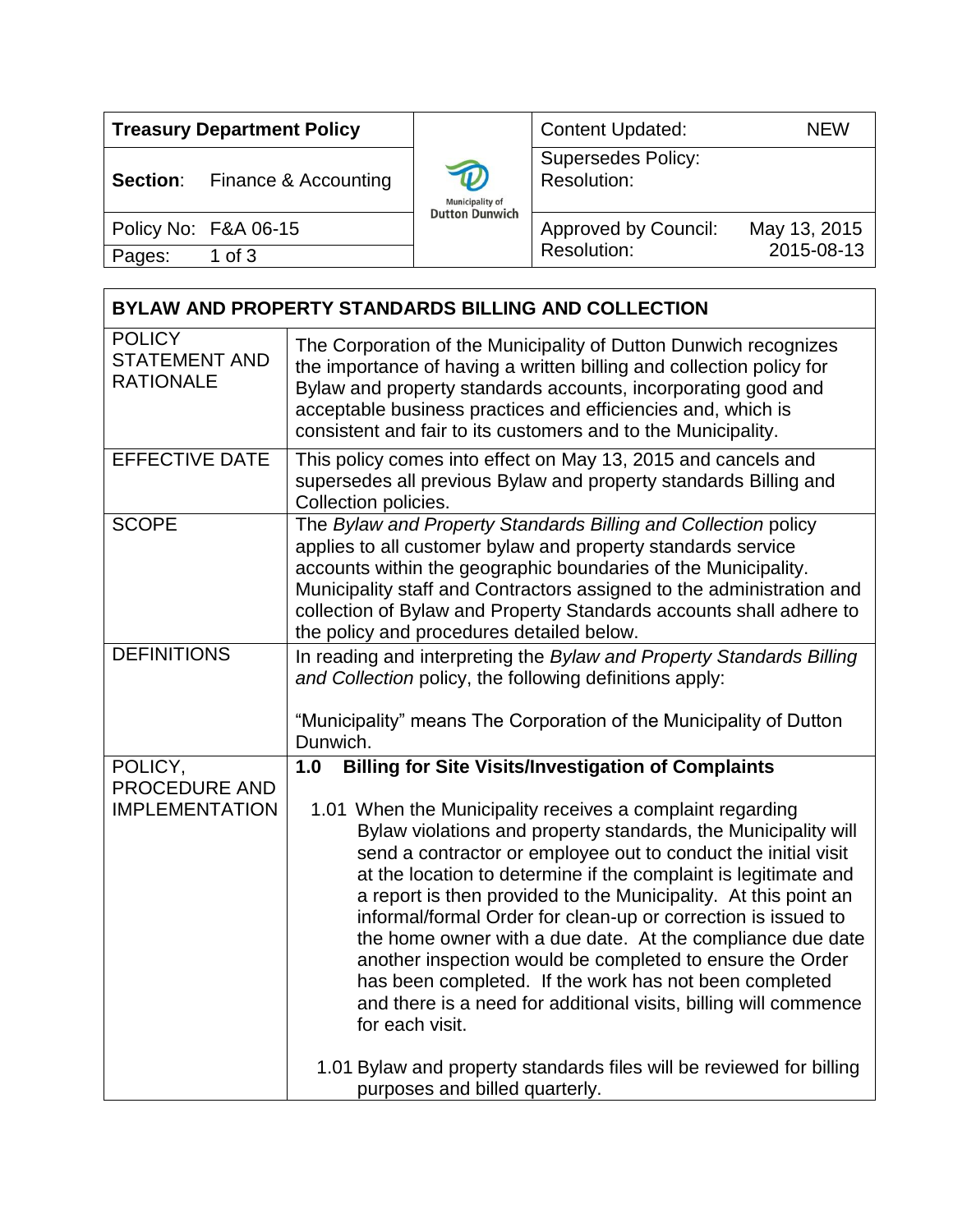| Treasury Department Policy | | Content Updated: | NEW |
|---|---|---|---|
| **Section**: Finance & Accounting | Municipality of Dutton Dunwich | Supersedes Policy: Resolution: | |
| Policy No: F&A 06-15 | | Approved by Council: Resolution: | May 13, 2015 2015-08-13 |
| Pages: 1 of 3 | | | |

## BYLAW AND PROPERTY STANDARDS BILLING AND COLLECTION

| | |
|---|---|
| POLICY STATEMENT AND RATIONALE | The Corporation of the Municipality of Dutton Dunwich recognizes the importance of having a written billing and collection policy for Bylaw and property standards accounts, incorporating good and acceptable business practices and efficiencies and, which is consistent and fair to its customers and to the Municipality. |
| EFFECTIVE DATE | This policy comes into effect on May 13, 2015 and cancels and supersedes all previous Bylaw and property standards Billing and Collection policies. |
| SCOPE | The *Bylaw and Property Standards Billing and Collection* policy applies to all customer bylaw and property standards service accounts within the geographic boundaries of the Municipality. Municipality staff and Contractors assigned to the administration and collection of Bylaw and Property Standards accounts shall adhere to the policy and procedures detailed below. |
| DEFINITIONS | In reading and interpreting the *Bylaw and Property Standards Billing and Collection* policy, the following definitions apply:<br><br>"Municipality" means The Corporation of the Municipality of Dutton Dunwich. |
| POLICY, PROCEDURE AND IMPLEMENTATION | **1.0 Billing for Site Visits/Investigation of Complaints**<br><br>1.01 When the Municipality receives a complaint regarding Bylaw violations and property standards, the Municipality will send a contractor or employee out to conduct the initial visit at the location to determine if the complaint is legitimate and a report is then provided to the Municipality. At this point an informal/formal Order for clean-up or correction is issued to the home owner with a due date. At the compliance due date another inspection would be completed to ensure the Order has been completed. If the work has not been completed and there is a need for additional visits, billing will commence for each visit.<br><br>1.01 Bylaw and property standards files will be reviewed for billing purposes and billed quarterly. |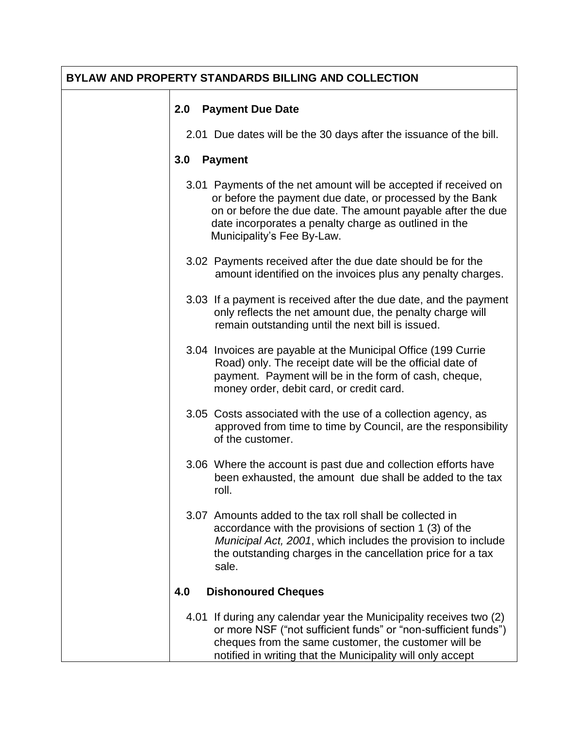# BYLAW AND PROPERTY STANDARDS BILLING AND COLLECTION

## 2.0 Payment Due Date

2.01 Due dates will be the 30 days after the issuance of the bill.

## 3.0 Payment

3.01 Payments of the net amount will be accepted if received on or before the payment due date, or processed by the Bank on or before the due date. The amount payable after the due date incorporates a penalty charge as outlined in the Municipality's Fee By-Law.

3.02 Payments received after the due date should be for the amount identified on the invoices plus any penalty charges.

3.03 If a payment is received after the due date, and the payment only reflects the net amount due, the penalty charge will remain outstanding until the next bill is issued.

3.04 Invoices are payable at the Municipal Office (199 Currie Road) only. The receipt date will be the official date of payment. Payment will be in the form of cash, cheque, money order, debit card, or credit card.

3.05 Costs associated with the use of a collection agency, as approved from time to time by Council, are the responsibility of the customer.

3.06 Where the account is past due and collection efforts have been exhausted, the amount due shall be added to the tax roll.

3.07 Amounts added to the tax roll shall be collected in accordance with the provisions of section 1 (3) of the *Municipal Act, 2001*, which includes the provision to include the outstanding charges in the cancellation price for a tax sale.

## 4.0 Dishonoured Cheques

4.01 If during any calendar year the Municipality receives two (2) or more NSF ("not sufficient funds" or "non-sufficient funds") cheques from the same customer, the customer will be notified in writing that the Municipality will only accept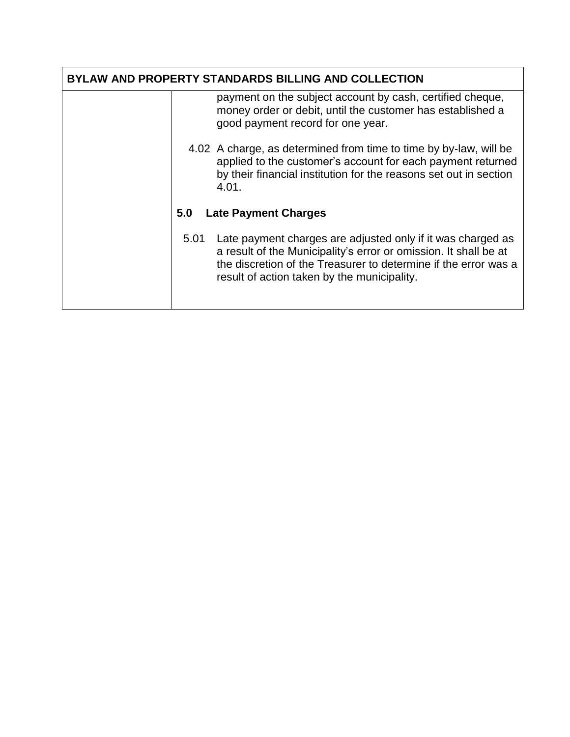| BYLAW AND PROPERTY STANDARDS BILLING AND COLLECTION | |
|---|---|
| | payment on the subject account by cash, certified cheque, money order or debit, until the customer has established a good payment record for one year.<br><br>4.02 A charge, as determined from time to time by by-law, will be applied to the customer's account for each payment returned by their financial institution for the reasons set out in section 4.01.<br><br>**5.0 Late Payment Charges**<br><br>5.01 Late payment charges are adjusted only if it was charged as a result of the Municipality's error or omission. It shall be at the discretion of the Treasurer to determine if the error was a result of action taken by the municipality. |